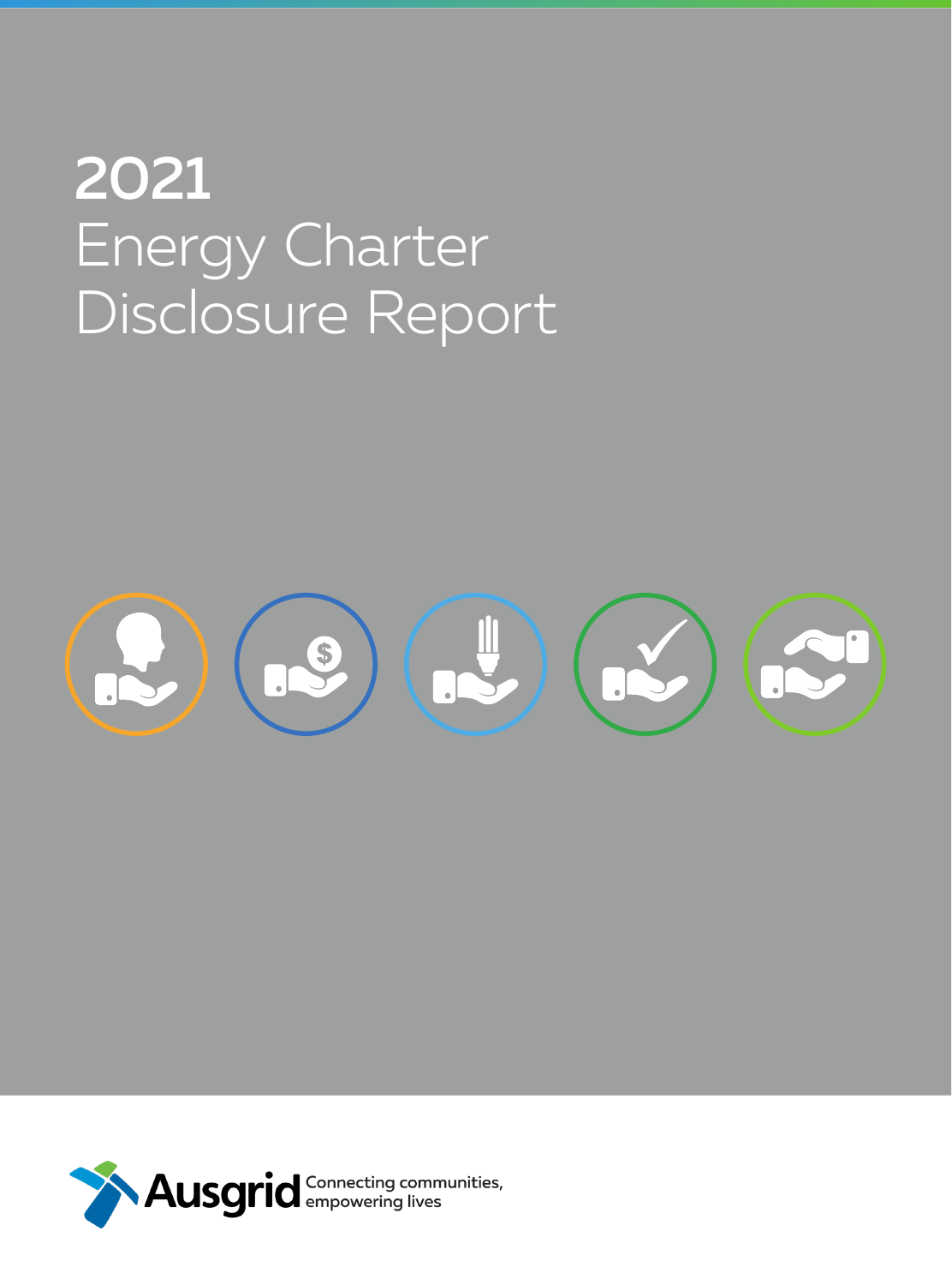# 2021 Energy Charter Disclosure Report

Ausgrid Connecting communities, empowering lives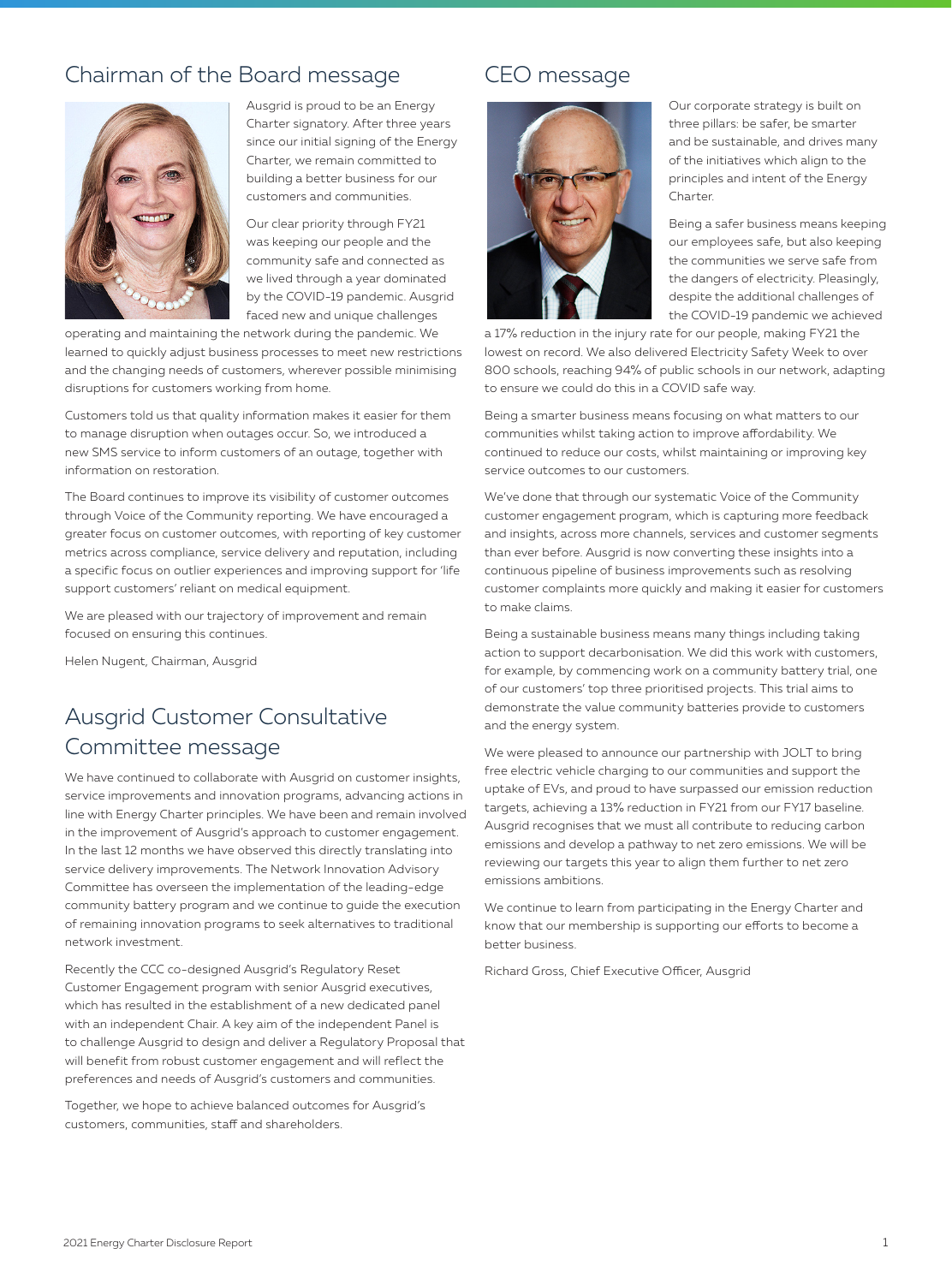## Chairman of the Board message

Ausgrid is proud to be an Energy Charter signatory. After three years since our initial signing of the Energy Charter, we remain committed to building a better business for our customers and communities.

Our clear priority through FY21 was keeping our people and the community safe and connected as we lived through a year dominated by the COVID-19 pandemic. Ausgrid faced new and unique challenges operating and maintaining the network during the pandemic. We learned to quickly adjust business processes to meet new restrictions and the changing needs of customers, wherever possible minimising disruptions for customers working from home.

Customers told us that quality information makes it easier for them to manage disruption when outages occur. So, we introduced a new SMS service to inform customers of an outage, together with information on restoration.

The Board continues to improve its visibility of customer outcomes through Voice of the Community reporting. We have encouraged a greater focus on customer outcomes, with reporting of key customer metrics across compliance, service delivery and reputation, including a specific focus on outlier experiences and improving support for 'life support customers' reliant on medical equipment.

We are pleased with our trajectory of improvement and remain focused on ensuring this continues.

Helen Nugent, Chairman, Ausgrid

## Ausgrid Customer Consultative Committee message

We have continued to collaborate with Ausgrid on customer insights, service improvements and innovation programs, advancing actions in line with Energy Charter principles. We have been and remain involved in the improvement of Ausgrid's approach to customer engagement. In the last 12 months we have observed this directly translating into service delivery improvements. The Network Innovation Advisory Committee has overseen the implementation of the leading-edge community battery program and we continue to guide the execution of remaining innovation programs to seek alternatives to traditional network investment.

Recently the CCC co-designed Ausgrid's Regulatory Reset Customer Engagement program with senior Ausgrid executives, which has resulted in the establishment of a new dedicated panel with an independent Chair. A key aim of the independent Panel is to challenge Ausgrid to design and deliver a Regulatory Proposal that will benefit from robust customer engagement and will reflect the preferences and needs of Ausgrid's customers and communities.

Together, we hope to achieve balanced outcomes for Ausgrid's customers, communities, staff and shareholders.

## CEO message

Our corporate strategy is built on three pillars: be safer, be smarter and be sustainable, and drives many of the initiatives which align to the principles and intent of the Energy Charter.

Being a safer business means keeping our employees safe, but also keeping the communities we serve safe from the dangers of electricity. Pleasingly, despite the additional challenges of the COVID-19 pandemic we achieved a 17% reduction in the injury rate for our people, making FY21 the lowest on record. We also delivered Electricity Safety Week to over 800 schools, reaching 94% of public schools in our network, adapting to ensure we could do this in a COVID safe way.

Being a smarter business means focusing on what matters to our communities whilst taking action to improve affordability. We continued to reduce our costs, whilst maintaining or improving key service outcomes to our customers.

We've done that through our systematic Voice of the Community customer engagement program, which is capturing more feedback and insights, across more channels, services and customer segments than ever before. Ausgrid is now converting these insights into a continuous pipeline of business improvements such as resolving customer complaints more quickly and making it easier for customers to make claims.

Being a sustainable business means many things including taking action to support decarbonisation. We did this work with customers, for example, by commencing work on a community battery trial, one of our customers' top three prioritised projects. This trial aims to demonstrate the value community batteries provide to customers and the energy system.

We were pleased to announce our partnership with JOLT to bring free electric vehicle charging to our communities and support the uptake of EVs, and proud to have surpassed our emission reduction targets, achieving a 13% reduction in FY21 from our FY17 baseline. Ausgrid recognises that we must all contribute to reducing carbon emissions and develop a pathway to net zero emissions. We will be reviewing our targets this year to align them further to net zero emissions ambitions.

We continue to learn from participating in the Energy Charter and know that our membership is supporting our efforts to become a better business.

Richard Gross, Chief Executive Officer, Ausgrid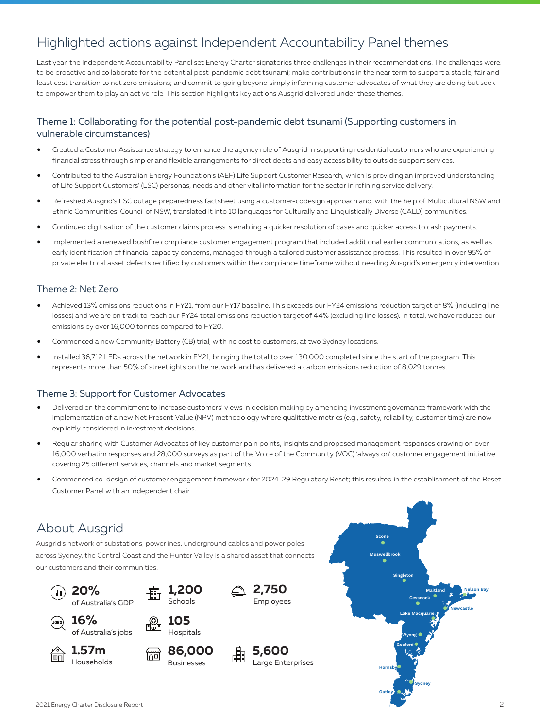# Highlighted actions against Independent Accountability Panel themes

Last year, the Independent Accountability Panel set Energy Charter signatories three challenges in their recommendations. The challenges were: to be proactive and collaborate for the potential post-pandemic debt tsunami; make contributions in the near term to support a stable, fair and least cost transition to net zero emissions; and commit to going beyond simply informing customer advocates of what they are doing but seek to empower them to play an active role. This section highlights key actions Ausgrid delivered under these themes.

## Theme 1: Collaborating for the potential post-pandemic debt tsunami (Supporting customers in vulnerable circumstances)

- Created a Customer Assistance strategy to enhance the agency role of Ausgrid in supporting residential customers who are experiencing financial stress through simpler and flexible arrangements for direct debts and easy accessibility to outside support services.
- Contributed to the Australian Energy Foundation's (AEF) Life Support Customer Research, which is providing an improved understanding of Life Support Customers' (LSC) personas, needs and other vital information for the sector in refining service delivery.
- Refreshed Ausgrid's LSC outage preparedness factsheet using a customer-codesign approach and, with the help of Multicultural NSW and Ethnic Communities' Council of NSW, translated it into 10 languages for Culturally and Linguistically Diverse (CALD) communities.
- Continued digitisation of the customer claims process is enabling a quicker resolution of cases and quicker access to cash payments.
- Implemented a renewed bushfire compliance customer engagement program that included additional earlier communications, as well as early identification of financial capacity concerns, managed through a tailored customer assistance process. This resulted in over 95% of private electrical asset defects rectified by customers within the compliance timeframe without needing Ausgrid's emergency intervention.

## Theme 2: Net Zero

- Achieved 13% emissions reductions in FY21, from our FY17 baseline. This exceeds our FY24 emissions reduction target of 8% (including line losses) and we are on track to reach our FY24 total emissions reduction target of 44% (excluding line losses). In total, we have reduced our emissions by over 16,000 tonnes compared to FY20.
- Commenced a new Community Battery (CB) trial, with no cost to customers, at two Sydney locations.
- Installed 36,712 LEDs across the network in FY21, bringing the total to over 130,000 completed since the start of the program. This represents more than 50% of streetlights on the network and has delivered a carbon emissions reduction of 8,029 tonnes.

## Theme 3: Support for Customer Advocates

- Delivered on the commitment to increase customers' views in decision making by amending investment governance framework with the implementation of a new Net Present Value (NPV) methodology where qualitative metrics (e.g., safety, reliability, customer time) are now explicitly considered in investment decisions.
- Regular sharing with Customer Advocates of key customer pain points, insights and proposed management responses drawing on over 16,000 verbatim responses and 28,000 surveys as part of the Voice of the Community (VOC) 'always on' customer engagement initiative covering 25 different services, channels and market segments.
- Commenced co-design of customer engagement framework for 2024-29 Regulatory Reset; this resulted in the establishment of the Reset Customer Panel with an independent chair.

# About Ausgrid

Ausgrid's network of substations, powerlines, underground cables and power poles across Sydney, the Central Coast and the Hunter Valley is a shared asset that connects our customers and their communities.

- **20%** of Australia's GDP
- **16%** of Australia's jobs
- **1.57m** Households
- **1,200** Schools
- **105** Hospitals
- **86,000** Businesses
- **2,750** Employees
- **5,600** Large Enterprises

Scone, Muswellbrook, Singleton, Maitland, Nelson Bay, Cessnock, Newcastle, Lake Macquarie, Wyong, Gosford, Hornsby, Sydney, Oatley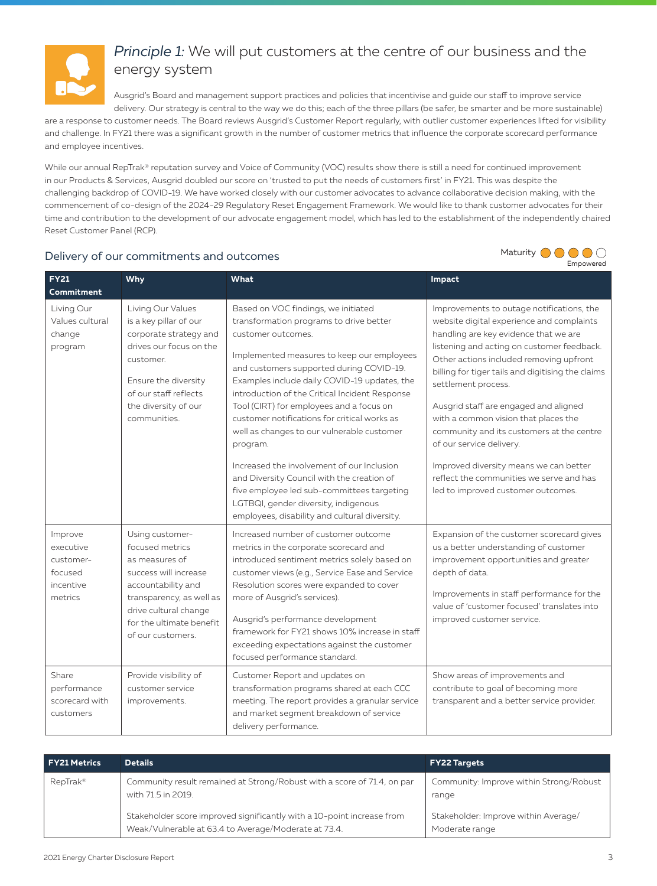## *Principle 1:* We will put customers at the centre of our business and the energy system

Ausgrid's Board and management support practices and policies that incentivise and guide our staff to improve service delivery. Our strategy is central to the way we do this; each of the three pillars (be safer, be smarter and be more sustainable) are a response to customer needs. The Board reviews Ausgrid's Customer Report regularly, with outlier customer experiences lifted for visibility and challenge. In FY21 there was a significant growth in the number of customer metrics that influence the corporate scorecard performance and employee incentives.

While our annual RepTrak® reputation survey and Voice of Community (VOC) results show there is still a need for continued improvement in our Products & Services, Ausgrid doubled our score on 'trusted to put the needs of customers first' in FY21. This was despite the challenging backdrop of COVID-19. We have worked closely with our customer advocates to advance collaborative decision making, with the commencement of co-design of the 2024-29 Regulatory Reset Engagement Framework. We would like to thank customer advocates for their time and contribution to the development of our advocate engagement model, which has led to the establishment of the independently chaired Reset Customer Panel (RCP).

### Delivery of our commitments and outcomes

Maturity ●●●●○ Empowered

| FY21 Commitment | Why | What | Impact |
|---|---|---|---|
| Living Our Values cultural change program | Living Our Values is a key pillar of our corporate strategy and drives our focus on the customer.<br><br>Ensure the diversity of our staff reflects the diversity of our communities. | Based on VOC findings, we initiated transformation programs to drive better customer outcomes.<br><br>Implemented measures to keep our employees and customers supported during COVID-19. Examples include daily COVID-19 updates, the introduction of the Critical Incident Response Tool (CIRT) for employees and a focus on customer notifications for critical works as well as changes to our vulnerable customer program.<br><br>Increased the involvement of our Inclusion and Diversity Council with the creation of five employee led sub-committees targeting LGTBQI, gender diversity, indigenous employees, disability and cultural diversity. | Improvements to outage notifications, the website digital experience and complaints handling are key evidence that we are listening and acting on customer feedback. Other actions included removing upfront billing for tiger tails and digitising the claims settlement process.<br><br>Ausgrid staff are engaged and aligned with a common vision that places the community and its customers at the centre of our service delivery.<br><br>Improved diversity means we can better reflect the communities we serve and has led to improved customer outcomes. |
| Improve executive customer-focused incentive metrics | Using customer-focused metrics as measures of success will increase accountability and transparency, as well as drive cultural change for the ultimate benefit of our customers. | Increased number of customer outcome metrics in the corporate scorecard and introduced sentiment metrics solely based on customer views (e.g., Service Ease and Service Resolution scores were expanded to cover more of Ausgrid's services).<br><br>Ausgrid's performance development framework for FY21 shows 10% increase in staff exceeding expectations against the customer focused performance standard. | Expansion of the customer scorecard gives us a better understanding of customer improvement opportunities and greater depth of data.<br><br>Improvements in staff performance for the value of 'customer focused' translates into improved customer service. |
| Share performance scorecard with customers | Provide visibility of customer service improvements. | Customer Report and updates on transformation programs shared at each CCC meeting. The report provides a granular service and market segment breakdown of service delivery performance. | Show areas of improvements and contribute to goal of becoming more transparent and a better service provider. |

| FY21 Metrics | Details | FY22 Targets |
|---|---|---|
| RepTrak® | Community result remained at Strong/Robust with a score of 71.4, on par with 71.5 in 2019.<br><br>Stakeholder score improved significantly with a 10-point increase from Weak/Vulnerable at 63.4 to Average/Moderate at 73.4. | Community: Improve within Strong/Robust range<br><br>Stakeholder: Improve within Average/Moderate range |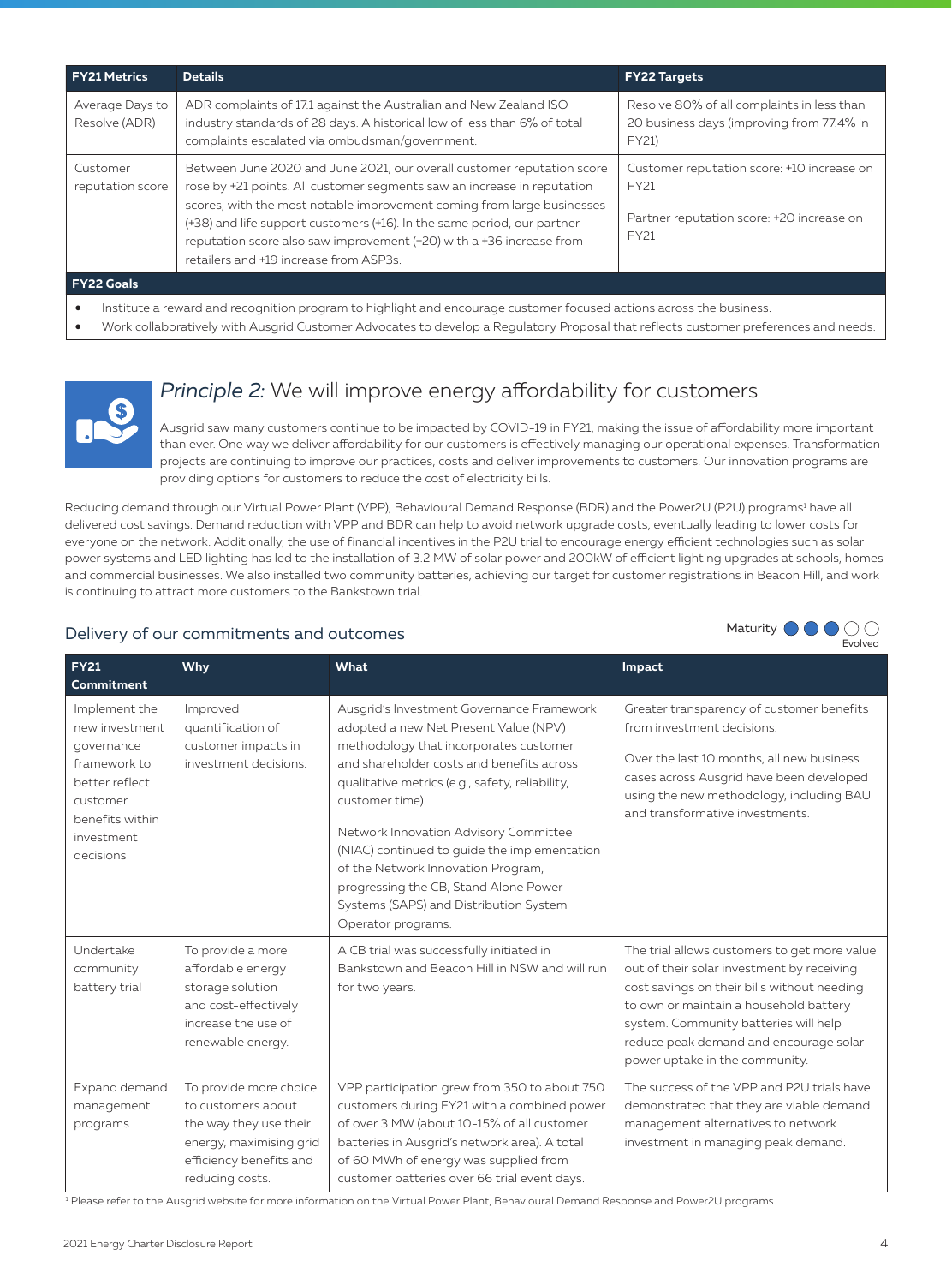| FY21 Metrics | Details | FY22 Targets |
| --- | --- | --- |
| Average Days to Resolve (ADR) | ADR complaints of 17.1 against the Australian and New Zealand ISO industry standards of 28 days. A historical low of less than 6% of total complaints escalated via ombudsman/government. | Resolve 80% of all complaints in less than 20 business days (improving from 77.4% in FY21) |
| Customer reputation score | Between June 2020 and June 2021, our overall customer reputation score rose by +21 points. All customer segments saw an increase in reputation scores, with the most notable improvement coming from large businesses (+38) and life support customers (+16). In the same period, our partner reputation score also saw improvement (+20) with a +36 increase from retailers and +19 increase from ASP3s. | Customer reputation score: +10 increase on FY21<br><br>Partner reputation score: +20 increase on FY21 |

**FY22 Goals**

- Institute a reward and recognition program to highlight and encourage customer focused actions across the business.
- Work collaboratively with Ausgrid Customer Advocates to develop a Regulatory Proposal that reflects customer preferences and needs.

## *Principle 2:* We will improve energy affordability for customers

Ausgrid saw many customers continue to be impacted by COVID-19 in FY21, making the issue of affordability more important than ever. One way we deliver affordability for our customers is effectively managing our operational expenses. Transformation projects are continuing to improve our practices, costs and deliver improvements to customers. Our innovation programs are providing options for customers to reduce the cost of electricity bills.

Reducing demand through our Virtual Power Plant (VPP), Behavioural Demand Response (BDR) and the Power2U (P2U) programs[1] have all delivered cost savings. Demand reduction with VPP and BDR can help to avoid network upgrade costs, eventually leading to lower costs for everyone on the network. Additionally, the use of financial incentives in the P2U trial to encourage energy efficient technologies such as solar power systems and LED lighting has led to the installation of 3.2 MW of solar power and 200kW of efficient lighting upgrades at schools, homes and commercial businesses. We also installed two community batteries, achieving our target for customer registrations in Beacon Hill, and work is continuing to attract more customers to the Bankstown trial.

### Delivery of our commitments and outcomes

Maturity: 3 of 5 (Evolved)

| FY21 Commitment | Why | What | Impact |
| --- | --- | --- | --- |
| Implement the new investment governance framework to better reflect customer benefits within investment decisions | Improved quantification of customer impacts in investment decisions. | Ausgrid's Investment Governance Framework adopted a new Net Present Value (NPV) methodology that incorporates customer and shareholder costs and benefits across qualitative metrics (e.g., safety, reliability, customer time).<br><br>Network Innovation Advisory Committee (NIAC) continued to guide the implementation of the Network Innovation Program, progressing the CB, Stand Alone Power Systems (SAPS) and Distribution System Operator programs. | Greater transparency of customer benefits from investment decisions.<br><br>Over the last 10 months, all new business cases across Ausgrid have been developed using the new methodology, including BAU and transformative investments. |
| Undertake community battery trial | To provide a more affordable energy storage solution and cost-effectively increase the use of renewable energy. | A CB trial was successfully initiated in Bankstown and Beacon Hill in NSW and will run for two years. | The trial allows customers to get more value out of their solar investment by receiving cost savings on their bills without needing to own or maintain a household battery system. Community batteries will help reduce peak demand and encourage solar power uptake in the community. |
| Expand demand management programs | To provide more choice to customers about the way they use their energy, maximising grid efficiency benefits and reducing costs. | VPP participation grew from 350 to about 750 customers during FY21 with a combined power of over 3 MW (about 10-15% of all customer batteries in Ausgrid's network area). A total of 60 MWh of energy was supplied from customer batteries over 66 trial event days. | The success of the VPP and P2U trials have demonstrated that they are viable demand management alternatives to network investment in managing peak demand. |

[1] Please refer to the Ausgrid website for more information on the Virtual Power Plant, Behavioural Demand Response and Power2U programs.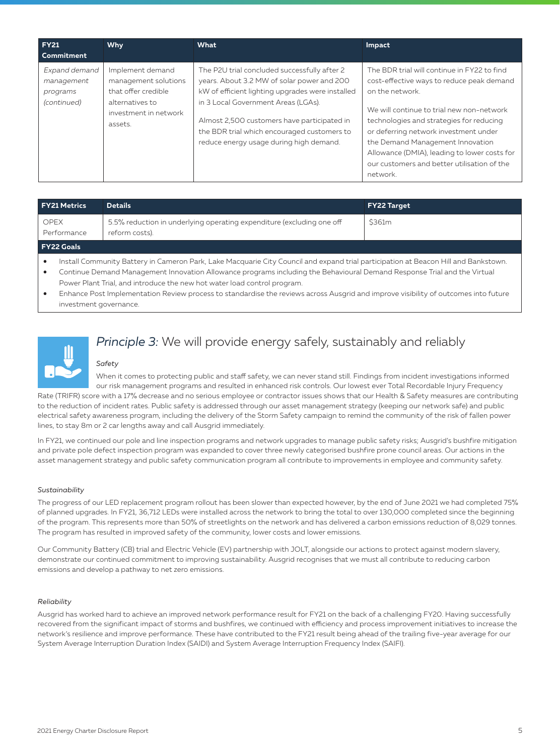| FY21 Commitment | Why | What | Impact |
|---|---|---|---|
| *Expand demand management programs (continued)* | Implement demand management solutions that offer credible alternatives to investment in network assets. | The P2U trial concluded successfully after 2 years. About 3.2 MW of solar power and 200 kW of efficient lighting upgrades were installed in 3 Local Government Areas (LGAs).<br><br>Almost 2,500 customers have participated in the BDR trial which encouraged customers to reduce energy usage during high demand. | The BDR trial will continue in FY22 to find cost-effective ways to reduce peak demand on the network.<br><br>We will continue to trial new non-network technologies and strategies for reducing or deferring network investment under the Demand Management Innovation Allowance (DMIA), leading to lower costs for our customers and better utilisation of the network. |

| FY21 Metrics | Details | FY22 Target |
|---|---|---|
| OPEX Performance | 5.5% reduction in underlying operating expenditure (excluding one off reform costs). | $361m |

**FY22 Goals**

- Install Community Battery in Cameron Park, Lake Macquarie City Council and expand trial participation at Beacon Hill and Bankstown.
- Continue Demand Management Innovation Allowance programs including the Behavioural Demand Response Trial and the Virtual Power Plant Trial, and introduce the new hot water load control program.
- Enhance Post Implementation Review process to standardise the reviews across Ausgrid and improve visibility of outcomes into future investment governance.

## *Principle 3:* We will provide energy safely, sustainably and reliably

*Safety*

When it comes to protecting public and staff safety, we can never stand still. Findings from incident investigations informed our risk management programs and resulted in enhanced risk controls. Our lowest ever Total Recordable Injury Frequency Rate (TRIFR) score with a 17% decrease and no serious employee or contractor issues shows that our Health & Safety measures are contributing to the reduction of incident rates. Public safety is addressed through our asset management strategy (keeping our network safe) and public electrical safety awareness program, including the delivery of the Storm Safety campaign to remind the community of the risk of fallen power lines, to stay 8m or 2 car lengths away and call Ausgrid immediately.

In FY21, we continued our pole and line inspection programs and network upgrades to manage public safety risks; Ausgrid's bushfire mitigation and private pole defect inspection program was expanded to cover three newly categorised bushfire prone council areas. Our actions in the asset management strategy and public safety communication program all contribute to improvements in employee and community safety.

*Sustainability*

The progress of our LED replacement program rollout has been slower than expected however, by the end of June 2021 we had completed 75% of planned upgrades. In FY21, 36,712 LEDs were installed across the network to bring the total to over 130,000 completed since the beginning of the program. This represents more than 50% of streetlights on the network and has delivered a carbon emissions reduction of 8,029 tonnes. The program has resulted in improved safety of the community, lower costs and lower emissions.

Our Community Battery (CB) trial and Electric Vehicle (EV) partnership with JOLT, alongside our actions to protect against modern slavery, demonstrate our continued commitment to improving sustainability. Ausgrid recognises that we must all contribute to reducing carbon emissions and develop a pathway to net zero emissions.

*Reliability*

Ausgrid has worked hard to achieve an improved network performance result for FY21 on the back of a challenging FY20. Having successfully recovered from the significant impact of storms and bushfires, we continued with efficiency and process improvement initiatives to increase the network's resilience and improve performance. These have contributed to the FY21 result being ahead of the trailing five-year average for our System Average Interruption Duration Index (SAIDI) and System Average Interruption Frequency Index (SAIFI).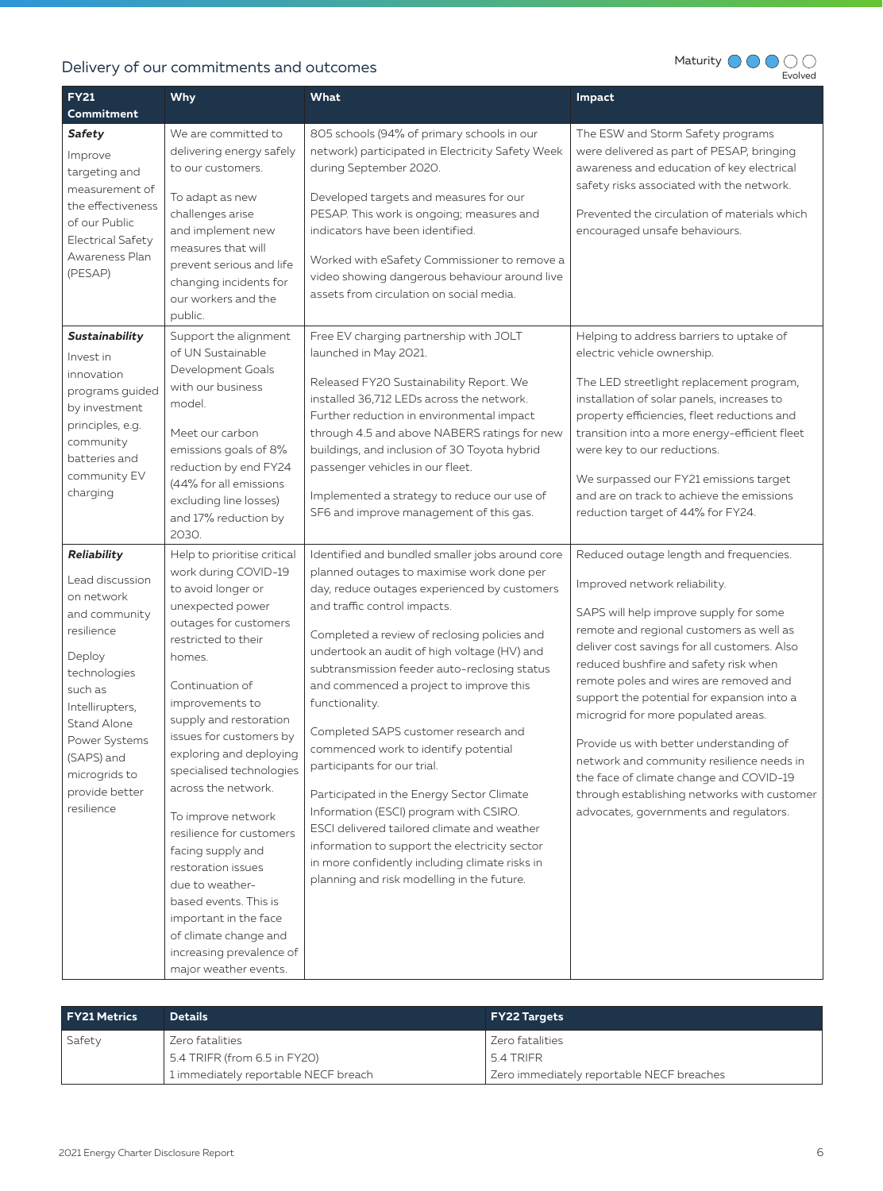## Delivery of our commitments and outcomes

Maturity ●●●○○ Evolved

| FY21 Commitment | Why | What | Impact |
|---|---|---|---|
| ***Safety***<br><br>Improve targeting and measurement of the effectiveness of our Public Electrical Safety Awareness Plan (PESAP) | We are committed to delivering energy safely to our customers.<br><br>To adapt as new challenges arise and implement new measures that will prevent serious and life changing incidents for our workers and the public. | 805 schools (94% of primary schools in our network) participated in Electricity Safety Week during September 2020.<br><br>Developed targets and measures for our PESAP. This work is ongoing; measures and indicators have been identified.<br><br>Worked with eSafety Commissioner to remove a video showing dangerous behaviour around live assets from circulation on social media. | The ESW and Storm Safety programs were delivered as part of PESAP, bringing awareness and education of key electrical safety risks associated with the network.<br><br>Prevented the circulation of materials which encouraged unsafe behaviours. |
| ***Sustainability***<br><br>Invest in innovation programs guided by investment principles, e.g. community batteries and community EV charging | Support the alignment of UN Sustainable Development Goals with our business model.<br><br>Meet our carbon emissions goals of 8% reduction by end FY24 (44% for all emissions excluding line losses) and 17% reduction by 2030. | Free EV charging partnership with JOLT launched in May 2021.<br><br>Released FY20 Sustainability Report. We installed 36,712 LEDs across the network. Further reduction in environmental impact through 4.5 and above NABERS ratings for new buildings, and inclusion of 30 Toyota hybrid passenger vehicles in our fleet.<br><br>Implemented a strategy to reduce our use of SF6 and improve management of this gas. | Helping to address barriers to uptake of electric vehicle ownership.<br><br>The LED streetlight replacement program, installation of solar panels, increases to property efficiencies, fleet reductions and transition into a more energy-efficient fleet were key to our reductions.<br><br>We surpassed our FY21 emissions target and are on track to achieve the emissions reduction target of 44% for FY24. |
| ***Reliability***<br><br>Lead discussion on network and community resilience<br><br>Deploy technologies such as Intellirupters, Stand Alone Power Systems (SAPS) and microgrids to provide better resilience | Help to prioritise critical work during COVID-19 to avoid longer or unexpected power outages for customers restricted to their homes.<br><br>Continuation of improvements to supply and restoration issues for customers by exploring and deploying specialised technologies across the network.<br><br>To improve network resilience for customers facing supply and restoration issues due to weather-based events. This is important in the face of climate change and increasing prevalence of major weather events. | Identified and bundled smaller jobs around core planned outages to maximise work done per day, reduce outages experienced by customers and traffic control impacts.<br><br>Completed a review of reclosing policies and undertook an audit of high voltage (HV) and subtransmission feeder auto-reclosing status and commenced a project to improve this functionality.<br><br>Completed SAPS customer research and commenced work to identify potential participants for our trial.<br><br>Participated in the Energy Sector Climate Information (ESCI) program with CSIRO. ESCI delivered tailored climate and weather information to support the electricity sector in more confidently including climate risks in planning and risk modelling in the future. | Reduced outage length and frequencies.<br><br>Improved network reliability.<br><br>SAPS will help improve supply for some remote and regional customers as well as deliver cost savings for all customers. Also reduced bushfire and safety risk when remote poles and wires are removed and support the potential for expansion into a microgrid for more populated areas.<br><br>Provide us with better understanding of network and community resilience needs in the face of climate change and COVID-19 through establishing networks with customer advocates, governments and regulators. |

| FY21 Metrics | Details | FY22 Targets |
|---|---|---|
| Safety | Zero fatalities<br>5.4 TRIFR (from 6.5 in FY20)<br>1 immediately reportable NECF breach | Zero fatalities<br>5.4 TRIFR<br>Zero immediately reportable NECF breaches |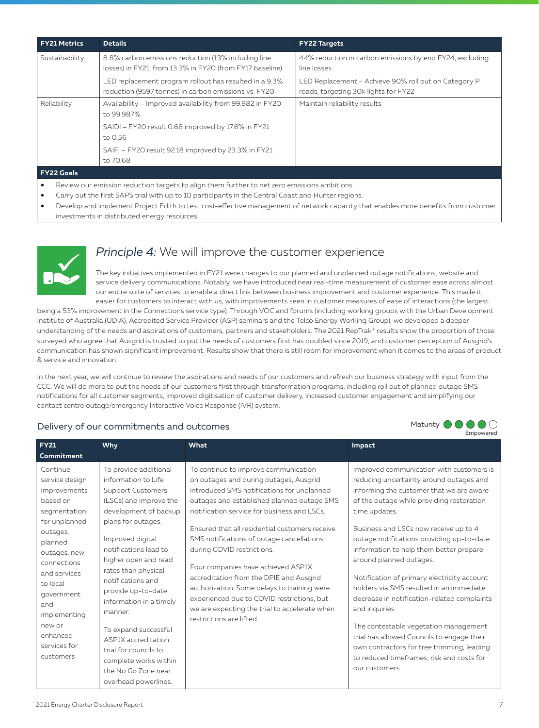| FY21 Metrics | Details | FY22 Targets |
|---|---|---|
| Sustainability | 8.8% carbon emissions reduction (13% including line losses) in FY21, from 13.3% in FY20 (from FY17 baseline)<br>LED replacement program rollout has resulted in a 9.3% reduction (9597 tonnes) in carbon emissions vs. FY20 | 44% reduction in carbon emissions by end FY24, excluding line losses<br>LED Replacement – Achieve 90% roll out on Category P roads, targeting 30k lights for FY22 |
| Reliability | Availability – Improved availability from 99.982 in FY20 to 99.987%<br>SAIDI – FY20 result 0.68 improved by 17.6% in FY21 to 0.56<br>SAIFI – FY20 result 92.18 improved by 23.3% in FY21 to 70.68 | Maintain reliability results |

**FY22 Goals**

- Review our emission reduction targets to align them further to net zero emissions ambitions.
- Carry out the first SAPS trial with up to 10 participants in the Central Coast and Hunter regions.
- Develop and implement Project Edith to test cost-effective management of network capacity that enables more benefits from customer investments in distributed energy resources.

## *Principle 4:* We will improve the customer experience

The key initiatives implemented in FY21 were changes to our planned and unplanned outage notifications, website and service delivery communications. Notably, we have introduced near real-time measurement of customer ease across almost our entire suite of services to enable a direct link between business improvement and customer experience. This made it easier for customers to interact with us, with improvements seen in customer measures of ease of interactions (the largest being a 53% improvement in the Connections service type). Through VOC and forums (including working groups with the Urban Development Institute of Australia (UDIA), Accredited Service Provider (ASP) seminars and the Telco Energy Working Group), we developed a deeper understanding of the needs and aspirations of customers, partners and stakeholders. The 2021 RepTrak® results show the proportion of those surveyed who agree that Ausgrid is trusted to put the needs of customers first has doubled since 2019, and customer perception of Ausgrid's communication has shown significant improvement. Results show that there is still room for improvement when it comes to the areas of product & service and innovation.

In the next year, we will continue to review the aspirations and needs of our customers and refresh our business strategy with input from the CCC. We will do more to put the needs of our customers first through transformation programs, including roll out of planned outage SMS notifications for all customer segments, improved digitisation of customer delivery, increased customer engagement and simplifying our contact centre outage/emergency Interactive Voice Response (IVR) system.

### Delivery of our commitments and outcomes

Maturity: Empowered

| FY21 Commitment | Why | What | Impact |
|---|---|---|---|
| Continue service design improvements based on segmentation for unplanned outages, planned outages, new connections and services to local government and implementing new or enhanced services for customers | To provide additional information to Life Support Customers (LSCs) and improve the development of backup plans for outages.<br><br>Improved digital notifications lead to higher open and read rates than physical notifications and provide up-to-date information in a timely manner.<br><br>To expand successful ASP1X accreditation trial for councils to complete works within the No Go Zone near overhead powerlines. | To continue to improve communication on outages and during outages, Ausgrid introduced SMS notifications for unplanned outages and established planned outage SMS notification service for business and LSCs.<br><br>Ensured that all residential customers receive SMS notifications of outage cancellations during COVID restrictions.<br><br>Four companies have achieved ASP1X accreditation from the DPIE and Ausgrid authorisation. Some delays to training were experienced due to COVID restrictions, but we are expecting the trial to accelerate when restrictions are lifted. | Improved communication with customers is reducing uncertainty around outages and informing the customer that we are aware of the outage while providing restoration time updates.<br><br>Business and LSCs now receive up to 4 outage notifications providing up-to-date information to help them better prepare around planned outages.<br><br>Notification of primary electricity account holders via SMS resulted in an immediate decrease in notification-related complaints and inquiries.<br><br>The contestable vegetation management trial has allowed Councils to engage their own contractors for tree trimming, leading to reduced timeframes, risk and costs for our customers. |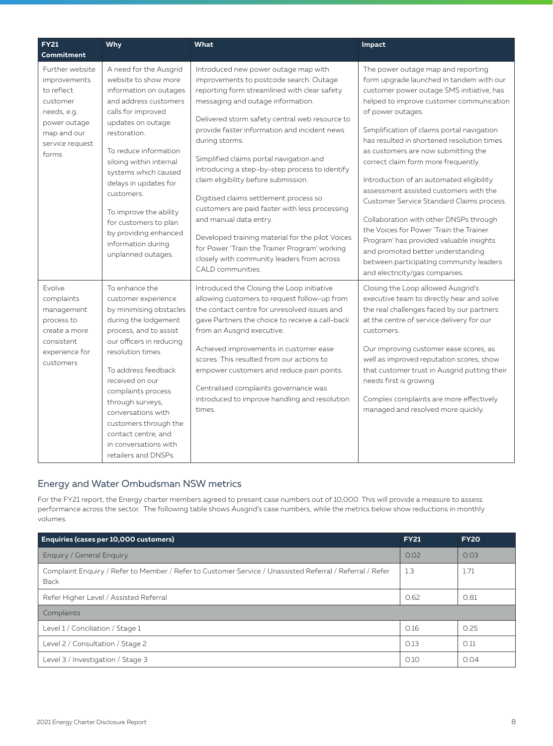| FY21 Commitment | Why | What | Impact |
|---|---|---|---|
| Further website improvements to reflect customer needs, e.g. power outage map and our service request forms | A need for the Ausgrid website to show more information on outages and address customers calls for improved updates on outage restoration.<br><br>To reduce information siloing within internal systems which caused delays in updates for customers.<br><br>To improve the ability for customers to plan by providing enhanced information during unplanned outages. | Introduced new power outage map with improvements to postcode search. Outage reporting form streamlined with clear safety messaging and outage information.<br><br>Delivered storm safety central web resource to provide faster information and incident news during storms.<br><br>Simplified claims portal navigation and introducing a step-by-step process to identify claim eligibility before submission.<br><br>Digitised claims settlement process so customers are paid faster with less processing and manual data entry.<br><br>Developed training material for the pilot Voices for Power 'Train the Trainer Program' working closely with community leaders from across CALD communities. | The power outage map and reporting form upgrade launched in tandem with our customer power outage SMS initiative, has helped to improve customer communication of power outages.<br><br>Simplification of claims portal navigation has resulted in shortened resolution times as customers are now submitting the correct claim form more frequently.<br><br>Introduction of an automated eligibility assessment assisted customers with the Customer Service Standard Claims process.<br><br>Collaboration with other DNSPs through the Voices for Power 'Train the Trainer Program' has provided valuable insights and promoted better understanding between participating community leaders and electricity/gas companies. |
| Evolve complaints management process to create a more consistent experience for customers | To enhance the customer experience by minimising obstacles during the lodgement process, and to assist our officers in reducing resolution times.<br><br>To address feedback received on our complaints process through surveys, conversations with customers through the contact centre, and in conversations with retailers and DNSPs. | Introduced the Closing the Loop initiative allowing customers to request follow-up from the contact centre for unresolved issues and gave Partners the choice to receive a call-back from an Ausgrid executive.<br><br>Achieved improvements in customer ease scores. This resulted from our actions to empower customers and reduce pain points.<br><br>Centralised complaints governance was introduced to improve handling and resolution times. | Closing the Loop allowed Ausgrid's executive team to directly hear and solve the real challenges faced by our partners at the centre of service delivery for our customers.<br><br>Our improving customer ease scores, as well as improved reputation scores, show that customer trust in Ausgrid putting their needs first is growing.<br><br>Complex complaints are more effectively managed and resolved more quickly. |

## Energy and Water Ombudsman NSW metrics

For the FY21 report, the Energy charter members agreed to present case numbers out of 10,000. This will provide a measure to assess performance across the sector. The following table shows Ausgrid's case numbers, while the metrics below show reductions in monthly volumes.

| Enquiries (cases per 10,000 customers) | FY21 | FY20 |
|---|---|---|
| Enquiry / General Enquiry | 0.02 | 0.03 |
| Complaint Enquiry / Refer to Member / Refer to Customer Service / Unassisted Referral / Referral / Refer Back | 1.3 | 1.71 |
| Refer Higher Level / Assisted Referral | 0.62 | 0.81 |
| Complaints | | |
| Level 1 / Conciliation / Stage 1 | 0.16 | 0.25 |
| Level 2 / Consultation / Stage 2 | 0.13 | 0.11 |
| Level 3 / Investigation / Stage 3 | 0.10 | 0.04 |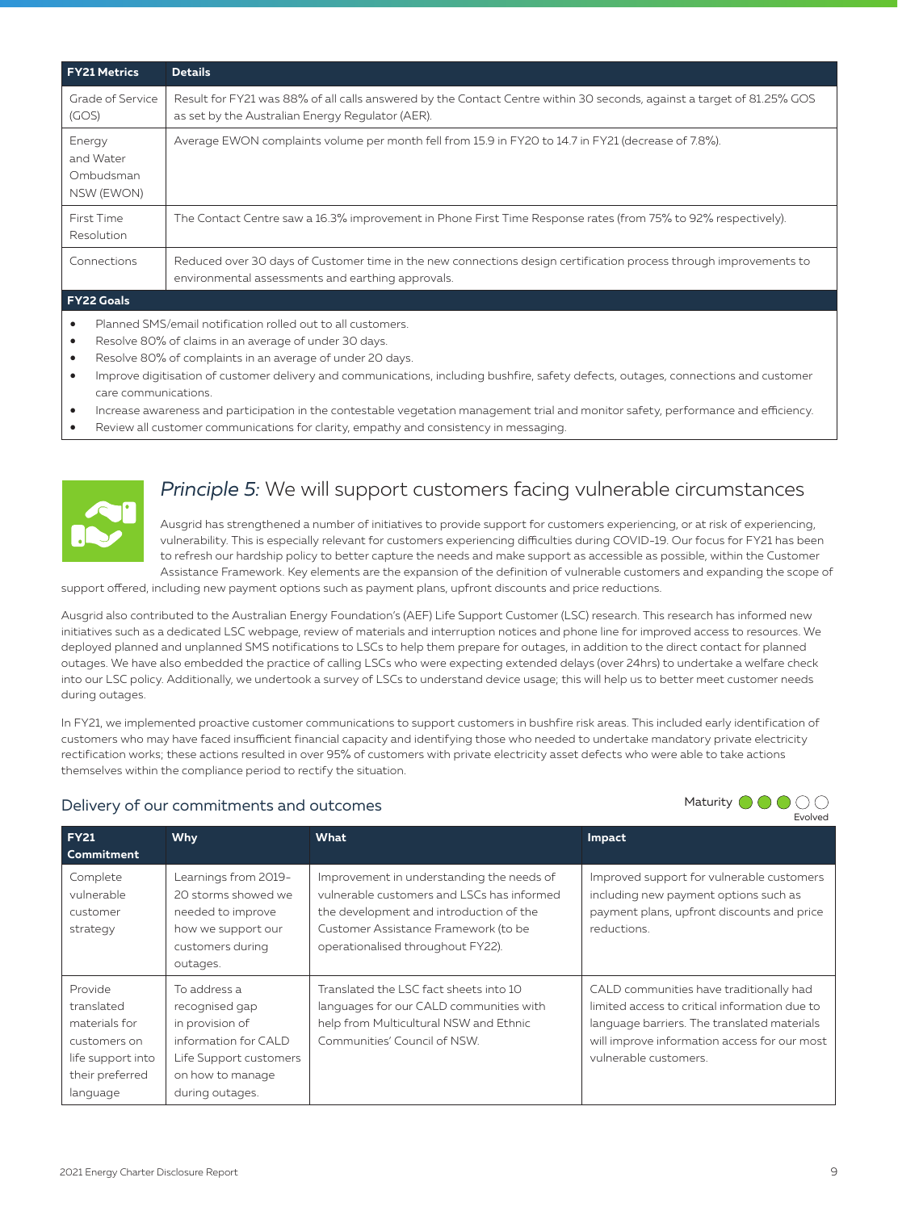| FY21 Metrics | Details |
|---|---|
| Grade of Service (GOS) | Result for FY21 was 88% of all calls answered by the Contact Centre within 30 seconds, against a target of 81.25% GOS as set by the Australian Energy Regulator (AER). |
| Energy and Water Ombudsman NSW (EWON) | Average EWON complaints volume per month fell from 15.9 in FY20 to 14.7 in FY21 (decrease of 7.8%). |
| First Time Resolution | The Contact Centre saw a 16.3% improvement in Phone First Time Response rates (from 75% to 92% respectively). |
| Connections | Reduced over 30 days of Customer time in the new connections design certification process through improvements to environmental assessments and earthing approvals. |

**FY22 Goals**

- Planned SMS/email notification rolled out to all customers.
- Resolve 80% of claims in an average of under 30 days.
- Resolve 80% of complaints in an average of under 20 days.
- Improve digitisation of customer delivery and communications, including bushfire, safety defects, outages, connections and customer care communications.
- Increase awareness and participation in the contestable vegetation management trial and monitor safety, performance and efficiency.
- Review all customer communications for clarity, empathy and consistency in messaging.

## *Principle 5:* We will support customers facing vulnerable circumstances

Ausgrid has strengthened a number of initiatives to provide support for customers experiencing, or at risk of experiencing, vulnerability. This is especially relevant for customers experiencing difficulties during COVID-19. Our focus for FY21 has been to refresh our hardship policy to better capture the needs and make support as accessible as possible, within the Customer Assistance Framework. Key elements are the expansion of the definition of vulnerable customers and expanding the scope of support offered, including new payment options such as payment plans, upfront discounts and price reductions.

Ausgrid also contributed to the Australian Energy Foundation's (AEF) Life Support Customer (LSC) research. This research has informed new initiatives such as a dedicated LSC webpage, review of materials and interruption notices and phone line for improved access to resources. We deployed planned and unplanned SMS notifications to LSCs to help them prepare for outages, in addition to the direct contact for planned outages. We have also embedded the practice of calling LSCs who were expecting extended delays (over 24hrs) to undertake a welfare check into our LSC policy. Additionally, we undertook a survey of LSCs to understand device usage; this will help us to better meet customer needs during outages.

In FY21, we implemented proactive customer communications to support customers in bushfire risk areas. This included early identification of customers who may have faced insufficient financial capacity and identifying those who needed to undertake mandatory private electricity rectification works; these actions resulted in over 95% of customers with private electricity asset defects who were able to take actions themselves within the compliance period to rectify the situation.

### Delivery of our commitments and outcomes

Maturity: Evolved (3 of 5)

| FY21 Commitment | Why | What | Impact |
|---|---|---|---|
| Complete vulnerable customer strategy | Learnings from 2019-20 storms showed we needed to improve how we support our customers during outages. | Improvement in understanding the needs of vulnerable customers and LSCs has informed the development and introduction of the Customer Assistance Framework (to be operationalised throughout FY22). | Improved support for vulnerable customers including new payment options such as payment plans, upfront discounts and price reductions. |
| Provide translated materials for customers on life support into their preferred language | To address a recognised gap in provision of information for CALD Life Support customers on how to manage during outages. | Translated the LSC fact sheets into 10 languages for our CALD communities with help from Multicultural NSW and Ethnic Communities' Council of NSW. | CALD communities have traditionally had limited access to critical information due to language barriers. The translated materials will improve information access for our most vulnerable customers. |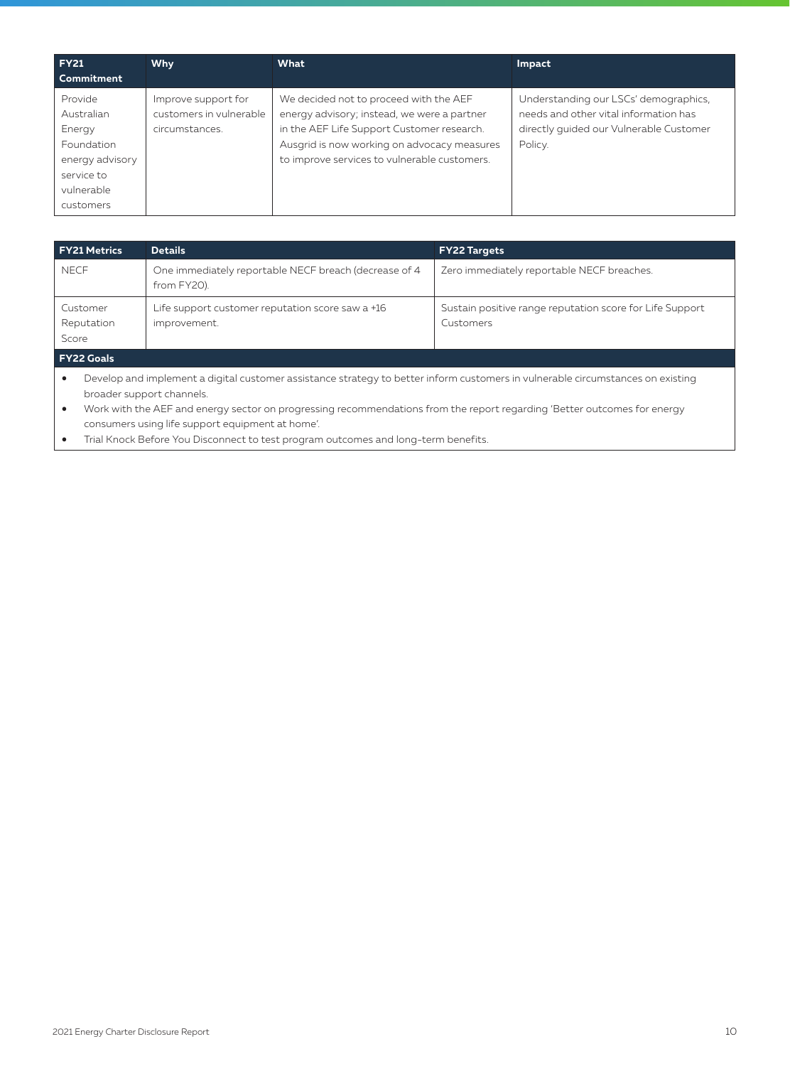| FY21 Commitment | Why | What | Impact |
|---|---|---|---|
| Provide Australian Energy Foundation energy advisory service to vulnerable customers | Improve support for customers in vulnerable circumstances. | We decided not to proceed with the AEF energy advisory; instead, we were a partner in the AEF Life Support Customer research. Ausgrid is now working on advocacy measures to improve services to vulnerable customers. | Understanding our LSCs' demographics, needs and other vital information has directly guided our Vulnerable Customer Policy. |

| FY21 Metrics | Details | FY22 Targets |
|---|---|---|
| NECF | One immediately reportable NECF breach (decrease of 4 from FY20). | Zero immediately reportable NECF breaches. |
| Customer Reputation Score | Life support customer reputation score saw a +16 improvement. | Sustain positive range reputation score for Life Support Customers |

**FY22 Goals**

- Develop and implement a digital customer assistance strategy to better inform customers in vulnerable circumstances on existing broader support channels.
- Work with the AEF and energy sector on progressing recommendations from the report regarding 'Better outcomes for energy consumers using life support equipment at home'.
- Trial Knock Before You Disconnect to test program outcomes and long-term benefits.